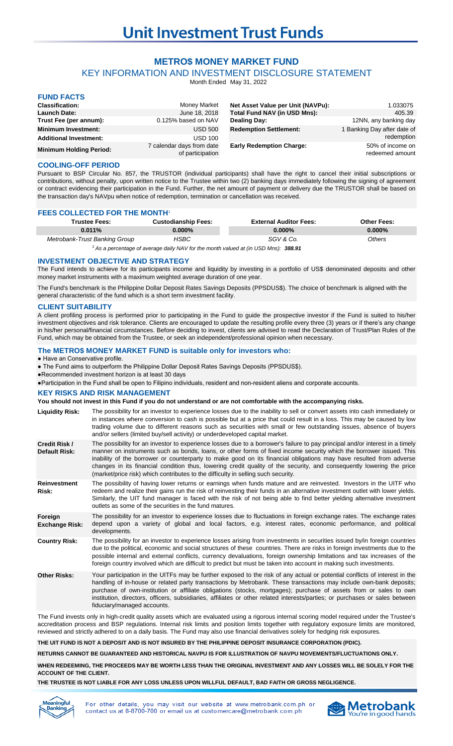# Unit Investment Trust Funds

## METRO$ MONEY MARKET FUND

### KEY INFORMATION AND INVESTMENT DISCLOSURE STATEMENT

Month Ended May 31, 2022

### FUND FACTS

| | | | |
|---|---|---|---|
| **Classification:** | Money Market | **Net Asset Value per Unit (NAVPu):** | 1.033075 |
| **Launch Date:** | June 18, 2018 | **Total Fund NAV (in USD Mns):** | 405.39 |
| **Trust Fee (per annum):** | 0.125% based on NAV | **Dealing Day:** | 12NN, any banking day |
| **Minimum Investment:** | USD 500 | **Redemption Settlement:** | 1 Banking Day after date of redemption |
| **Additional Investment:** | USD 100 | | |
| **Minimum Holding Period:** | 7 calendar days from date of participation | **Early Redemption Charge:** | 50% of income on redeemed amount |

### COOLING-OFF PERIOD

Pursuant to BSP Circular No. 857, the TRUSTOR (individual participants) shall have the right to cancel their initial subscriptions or contributions, without penalty, upon written notice to the Trustee within two (2) banking days immediately following the signing of agreement or contract evidencing their participation in the Fund. Further, the net amount of payment or delivery due the TRUSTOR shall be based on the transaction day's NAVpu when notice of redemption, termination or cancellation was received.

### FEES COLLECTED FOR THE MONTH[1]

| Trustee Fees: | Custodianship Fees: | External Auditor Fees: | Other Fees: |
|---|---|---|---|
| 0.011% | 0.000% | 0.000% | 0.000% |
| *Metrobank-Trust Banking Group* | *HSBC* | *SGV & Co.* | *Others* |

[1] *As a percentage of average daily NAV for the month valued at (in USD Mns):* ***388.91***

### INVESTMENT OBJECTIVE AND STRATEGY

The Fund intends to achieve for its participants income and liquidity by investing in a portfolio of US$ denominated deposits and other money market instruments with a maximum weighted average duration of one year.

The Fund's benchmark is the Philippine Dollar Deposit Rates Savings Deposits (PPSDUS$). The choice of benchmark is aligned with the general characteristic of the fund which is a short term investment facility.

### CLIENT SUITABILITY

A client profiling process is performed prior to participating in the Fund to guide the prospective investor if the Fund is suited to his/her investment objectives and risk tolerance. Clients are encouraged to update the resulting profile every three (3) years or if there's any change in his/her personal/financial circumstances. Before deciding to invest, clients are advised to read the Declaration of Trust/Plan Rules of the Fund, which may be obtained from the Trustee, or seek an independent/professional opinion when necessary.

### The METRO$ MONEY MARKET FUND is suitable only for investors who:

- Have an Conservative profile.
- The Fund aims to outperform the Philippine Dollar Deposit Rates Savings Deposits (PPSDUS$).
- Recommended investment horizon is at least 30 days
- Participation in the Fund shall be open to Filipino individuals, resident and non-resident aliens and corporate accounts.

### KEY RISKS AND RISK MANAGEMENT

**You should not invest in this Fund if you do not understand or are not comfortable with the accompanying risks.**

**Liquidity Risk:** The possibility for an investor to experience losses due to the inability to sell or convert assets into cash immediately or in instances where conversion to cash is possible but at a price that could result in a loss. This may be caused by low trading volume due to different reasons such as securities with small or few outstanding issues, absence of buyers and/or sellers (limited buy/sell activity) or underdeveloped capital market.

**Credit Risk / Default Risk:** The possibility for an investor to experience losses due to a borrower's failure to pay principal and/or interest in a timely manner on instruments such as bonds, loans, or other forms of fixed income security which the borrower issued. This inability of the borrower or counterparty to make good on its financial obligations may have resulted from adverse changes in its financial condition thus, lowering credit quality of the security, and consequently lowering the price (market/price risk) which contributes to the difficulty in selling such security.

**Reinvestment Risk:** The possibility of having lower returns or earnings when funds mature and are reinvested. Investors in the UITF who redeem and realize their gains run the risk of reinvesting their funds in an alternative investment outlet with lower yields. Similarly, the UIT fund manager is faced with the risk of not being able to find better yielding alternative investment outlets as some of the securities in the fund matures.

**Foreign Exchange Risk:** The possibility for an investor to experience losses due to fluctuations in foreign exchange rates. The exchange rates depend upon a variety of global and local factors, e.g. interest rates, economic performance, and political developments.

**Country Risk:** The possibility for an investor to experience losses arising from investments in securities issued by/in foreign countries due to the political, economic and social structures of these countries. There are risks in foreign investments due to the possible internal and external conflicts, currency devaluations, foreign ownership limitations and tax increases of the foreign country involved which are difficult to predict but must be taken into account in making such investments.

**Other Risks:** Your participation in the UITFs may be further exposed to the risk of any actual or potential conflicts of interest in the handling of in-house or related party transactions by Metrobank. These transactions may include own-bank deposits; purchase of own-institution or affiliate obligations (stocks, mortgages); purchase of assets from or sales to own institution, directors, officers, subsidiaries, affiliates or other related interests/parties; or purchases or sales between fiduciary/managed accounts.

The Fund invests only in high-credit quality assets which are evaluated using a rigorous internal scoring model required under the Trustee's accreditation process and BSP regulations. Internal risk limits and position limits together with regulatory exposure limits are monitored, reviewed and strictly adhered to on a daily basis. The Fund may also use financial derivatives solely for hedging risk exposures.

**THE UIT FUND IS NOT A DEPOSIT AND IS NOT INSURED BY THE PHILIPPINE DEPOSIT INSURANCE CORPORATION (PDIC).**

**RETURNS CANNOT BE GUARANTEED AND HISTORICAL NAVPU IS FOR ILLUSTRATION OF NAVPU MOVEMENTS/FLUCTUATIONS ONLY.**

**WHEN REDEEMING, THE PROCEEDS MAY BE WORTH LESS THAN THE ORIGINAL INVESTMENT AND ANY LOSSES WILL BE SOLELY FOR THE ACCOUNT OF THE CLIENT.**

**THE TRUSTEE IS NOT LIABLE FOR ANY LOSS UNLESS UPON WILLFUL DEFAULT, BAD FAITH OR GROSS NEGLIGENCE.**

For other details, you may visit our website at www.metrobank.com.ph or contact us at 8-8700-700 or email us at customercare@metrobank.com.ph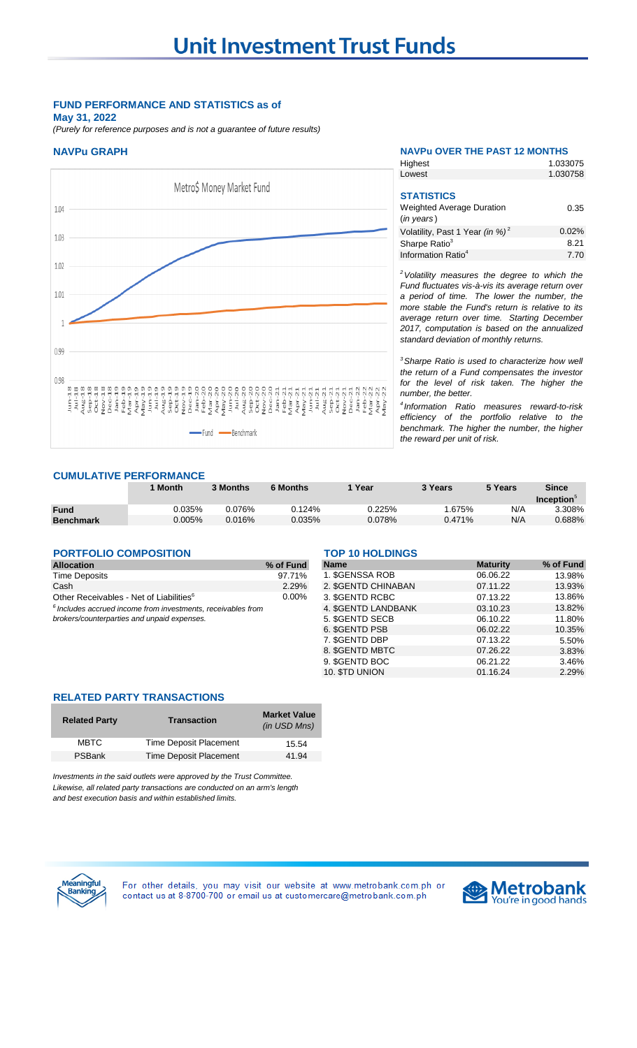# Unit Investment Trust Funds

## FUND PERFORMANCE AND STATISTICS as of May 31, 2022

*(Purely for reference purposes and is not a guarantee of future results)*

### NAVPu GRAPH

Metro$ Money Market Fund

Fund — Benchmark

### NAVPu OVER THE PAST 12 MONTHS

| | |
|---|---|
| Highest | 1.033075 |
| Lowest | 1.030758 |

### STATISTICS

| | |
|---|---|
| Weighted Average Duration (*in years*) | 0.35 |
| Volatility, Past 1 Year (*in %*)[2] | 0.02% |
| Sharpe Ratio[3] | 8.21 |
| Information Ratio[4] | 7.70 |

*[2]Volatility measures the degree to which the Fund fluctuates vis-à-vis its average return over a period of time. The lower the number, the more stable the Fund's return is relative to its average return over time. Starting December 2017, computation is based on the annualized standard deviation of monthly returns.*

*[3]Sharpe Ratio is used to characterize how well the return of a Fund compensates the investor for the level of risk taken. The higher the number, the better.*

*[4]Information Ratio measures reward-to-risk efficiency of the portfolio relative to the benchmark. The higher the number, the higher the reward per unit of risk.*

### CUMULATIVE PERFORMANCE

| | 1 Month | 3 Months | 6 Months | 1 Year | 3 Years | 5 Years | Since Inception[5] |
|---|---|---|---|---|---|---|---|
| **Fund** | 0.035% | 0.076% | 0.124% | 0.225% | 1.675% | N/A | 3.308% |
| **Benchmark** | 0.005% | 0.016% | 0.035% | 0.078% | 0.471% | N/A | 0.688% |

### PORTFOLIO COMPOSITION

| Allocation | % of Fund |
|---|---|
| Time Deposits | 97.71% |
| Cash | 2.29% |
| Other Receivables - Net of Liabilities[6] | 0.00% |

*[6]Includes accrued income from investments, receivables from brokers/counterparties and unpaid expenses.*

### TOP 10 HOLDINGS

| Name | Maturity | % of Fund |
|---|---|---|
| 1. $GENSSA ROB | 06.06.22 | 13.98% |
| 2. $GENTD CHINABAN | 07.11.22 | 13.93% |
| 3. $GENTD RCBC | 07.13.22 | 13.86% |
| 4. $GENTD LANDBANK | 03.10.23 | 13.82% |
| 5. $GENTD SECB | 06.10.22 | 11.80% |
| 6. $GENTD PSB | 06.02.22 | 10.35% |
| 7. $GENTD DBP | 07.13.22 | 5.50% |
| 8. $GENTD MBTC | 07.26.22 | 3.83% |
| 9. $GENTD BOC | 06.21.22 | 3.46% |
| 10. $TD UNION | 01.16.24 | 2.29% |

### RELATED PARTY TRANSACTIONS

| Related Party | Transaction | Market Value (*in USD Mns*) |
|---|---|---|
| MBTC | Time Deposit Placement | 15.54 |
| PSBank | Time Deposit Placement | 41.94 |

*Investments in the said outlets were approved by the Trust Committee. Likewise, all related party transactions are conducted on an arm's length and best execution basis and within established limits.*

For other details, you may visit our website at www.metrobank.com.ph or contact us at 8-8700-700 or email us at customercare@metrobank.com.ph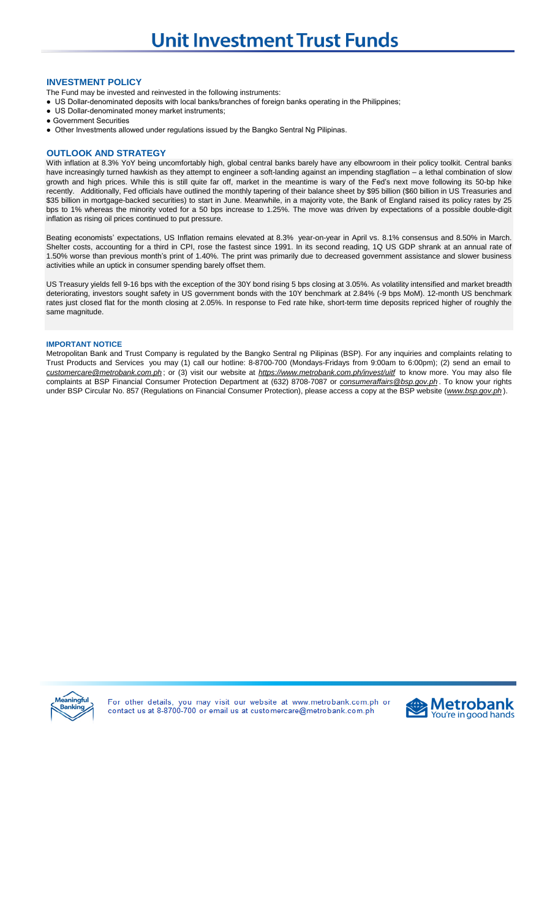# Unit Investment Trust Funds

## INVESTMENT POLICY

The Fund may be invested and reinvested in the following instruments:

- US Dollar-denominated deposits with local banks/branches of foreign banks operating in the Philippines;
- US Dollar-denominated money market instruments;
- Government Securities
- Other Investments allowed under regulations issued by the Bangko Sentral Ng Pilipinas.

## OUTLOOK AND STRATEGY

With inflation at 8.3% YoY being uncomfortably high, global central banks barely have any elbowroom in their policy toolkit. Central banks have increasingly turned hawkish as they attempt to engineer a soft-landing against an impending stagflation – a lethal combination of slow growth and high prices. While this is still quite far off, market in the meantime is wary of the Fed's next move following its 50-bp hike recently. Additionally, Fed officials have outlined the monthly tapering of their balance sheet by $95 billion ($60 billion in US Treasuries and $35 billion in mortgage-backed securities) to start in June. Meanwhile, in a majority vote, the Bank of England raised its policy rates by 25 bps to 1% whereas the minority voted for a 50 bps increase to 1.25%. The move was driven by expectations of a possible double-digit inflation as rising oil prices continued to put pressure.

Beating economists' expectations, US Inflation remains elevated at 8.3% year-on-year in April vs. 8.1% consensus and 8.50% in March. Shelter costs, accounting for a third in CPI, rose the fastest since 1991. In its second reading, 1Q US GDP shrank at an annual rate of 1.50% worse than previous month's print of 1.40%. The print was primarily due to decreased government assistance and slower business activities while an uptick in consumer spending barely offset them.

US Treasury yields fell 9-16 bps with the exception of the 30Y bond rising 5 bps closing at 3.05%. As volatility intensified and market breadth deteriorating, investors sought safety in US government bonds with the 10Y benchmark at 2.84% (-9 bps MoM). 12-month US benchmark rates just closed flat for the month closing at 2.05%. In response to Fed rate hike, short-term time deposits repriced higher of roughly the same magnitude.

### IMPORTANT NOTICE

Metropolitan Bank and Trust Company is regulated by the Bangko Sentral ng Pilipinas (BSP). For any inquiries and complaints relating to Trust Products and Services you may (1) call our hotline: 8-8700-700 (Mondays-Fridays from 9:00am to 6:00pm); (2) send an email to *customercare@metrobank.com.ph*; or (3) visit our website at *https://www.metrobank.com.ph/invest/uitf* to know more. You may also file complaints at BSP Financial Consumer Protection Department at (632) 8708-7087 or *consumeraffairs@bsp.gov.ph*. To know your rights under BSP Circular No. 857 (Regulations on Financial Consumer Protection), please access a copy at the BSP website (*www.bsp.gov.ph*).

Meaningful Banking

For other details, you may visit our website at www.metrobank.com.ph or contact us at 8-8700-700 or email us at customercare@metrobank.com.ph

Metrobank
You're in good hands